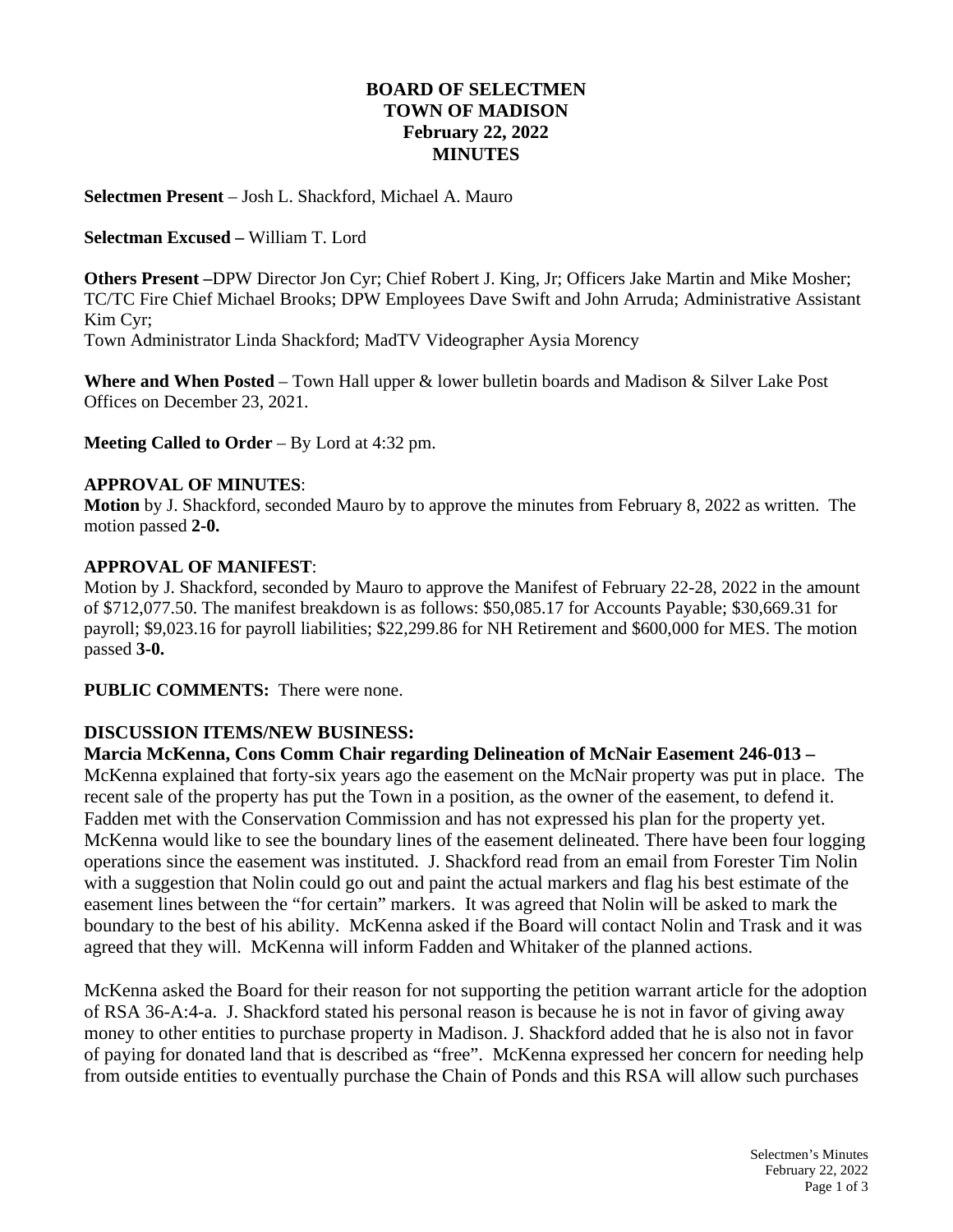# BOARD OF SELECTMEN
# TOWN OF MADISON
# February 22, 2022
# MINUTES

**Selectmen Present** – Josh L. Shackford, Michael A. Mauro

**Selectman Excused –** William T. Lord

**Others Present –**DPW Director Jon Cyr; Chief Robert J. King, Jr; Officers Jake Martin and Mike Mosher; TC/TC Fire Chief Michael Brooks; DPW Employees Dave Swift and John Arruda; Administrative Assistant Kim Cyr;
Town Administrator Linda Shackford; MadTV Videographer Aysia Morency

**Where and When Posted** – Town Hall upper & lower bulletin boards and Madison & Silver Lake Post Offices on December 23, 2021.

**Meeting Called to Order** – By Lord at 4:32 pm.

**APPROVAL OF MINUTES**:
**Motion** by J. Shackford, seconded Mauro by to approve the minutes from February 8, 2022 as written. The motion passed **2-0.**

**APPROVAL OF MANIFEST**:
Motion by J. Shackford, seconded by Mauro to approve the Manifest of February 22-28, 2022 in the amount of $712,077.50. The manifest breakdown is as follows: $50,085.17 for Accounts Payable; $30,669.31 for payroll; $9,023.16 for payroll liabilities; $22,299.86 for NH Retirement and $600,000 for MES. The motion passed **3-0.**

**PUBLIC COMMENTS:** There were none.

**DISCUSSION ITEMS/NEW BUSINESS:**
**Marcia McKenna, Cons Comm Chair regarding Delineation of McNair Easement 246-013 –** McKenna explained that forty-six years ago the easement on the McNair property was put in place. The recent sale of the property has put the Town in a position, as the owner of the easement, to defend it. Fadden met with the Conservation Commission and has not expressed his plan for the property yet. McKenna would like to see the boundary lines of the easement delineated. There have been four logging operations since the easement was instituted. J. Shackford read from an email from Forester Tim Nolin with a suggestion that Nolin could go out and paint the actual markers and flag his best estimate of the easement lines between the "for certain" markers. It was agreed that Nolin will be asked to mark the boundary to the best of his ability. McKenna asked if the Board will contact Nolin and Trask and it was agreed that they will. McKenna will inform Fadden and Whitaker of the planned actions.

McKenna asked the Board for their reason for not supporting the petition warrant article for the adoption of RSA 36-A:4-a. J. Shackford stated his personal reason is because he is not in favor of giving away money to other entities to purchase property in Madison. J. Shackford added that he is also not in favor of paying for donated land that is described as "free". McKenna expressed her concern for needing help from outside entities to eventually purchase the Chain of Ponds and this RSA will allow such purchases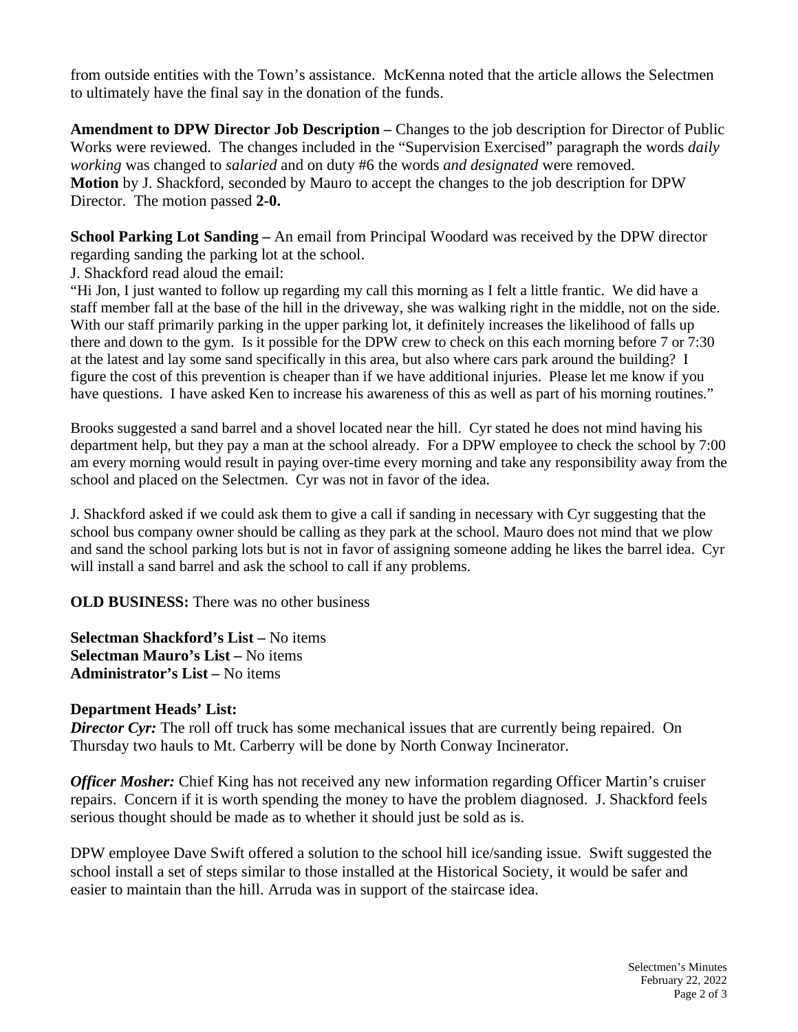from outside entities with the Town's assistance. McKenna noted that the article allows the Selectmen to ultimately have the final say in the donation of the funds.

**Amendment to DPW Director Job Description –** Changes to the job description for Director of Public Works were reviewed. The changes included in the "Supervision Exercised" paragraph the words *daily working* was changed to *salaried* and on duty #6 the words *and designated* were removed.
**Motion** by J. Shackford, seconded by Mauro to accept the changes to the job description for DPW Director. The motion passed **2-0.**

**School Parking Lot Sanding –** An email from Principal Woodard was received by the DPW director regarding sanding the parking lot at the school.
J. Shackford read aloud the email:
"Hi Jon, I just wanted to follow up regarding my call this morning as I felt a little frantic. We did have a staff member fall at the base of the hill in the driveway, she was walking right in the middle, not on the side. With our staff primarily parking in the upper parking lot, it definitely increases the likelihood of falls up there and down to the gym. Is it possible for the DPW crew to check on this each morning before 7 or 7:30 at the latest and lay some sand specifically in this area, but also where cars park around the building? I figure the cost of this prevention is cheaper than if we have additional injuries. Please let me know if you have questions. I have asked Ken to increase his awareness of this as well as part of his morning routines."

Brooks suggested a sand barrel and a shovel located near the hill. Cyr stated he does not mind having his department help, but they pay a man at the school already. For a DPW employee to check the school by 7:00 am every morning would result in paying over-time every morning and take any responsibility away from the school and placed on the Selectmen. Cyr was not in favor of the idea.

J. Shackford asked if we could ask them to give a call if sanding in necessary with Cyr suggesting that the school bus company owner should be calling as they park at the school. Mauro does not mind that we plow and sand the school parking lots but is not in favor of assigning someone adding he likes the barrel idea. Cyr will install a sand barrel and ask the school to call if any problems.

**OLD BUSINESS:** There was no other business

**Selectman Shackford's List –** No items
**Selectman Mauro's List –** No items
**Administrator's List –** No items

**Department Heads' List:**
***Director Cyr:*** The roll off truck has some mechanical issues that are currently being repaired. On Thursday two hauls to Mt. Carberry will be done by North Conway Incinerator.

***Officer Mosher:*** Chief King has not received any new information regarding Officer Martin's cruiser repairs. Concern if it is worth spending the money to have the problem diagnosed. J. Shackford feels serious thought should be made as to whether it should just be sold as is.

DPW employee Dave Swift offered a solution to the school hill ice/sanding issue. Swift suggested the school install a set of steps similar to those installed at the Historical Society, it would be safer and easier to maintain than the hill. Arruda was in support of the staircase idea.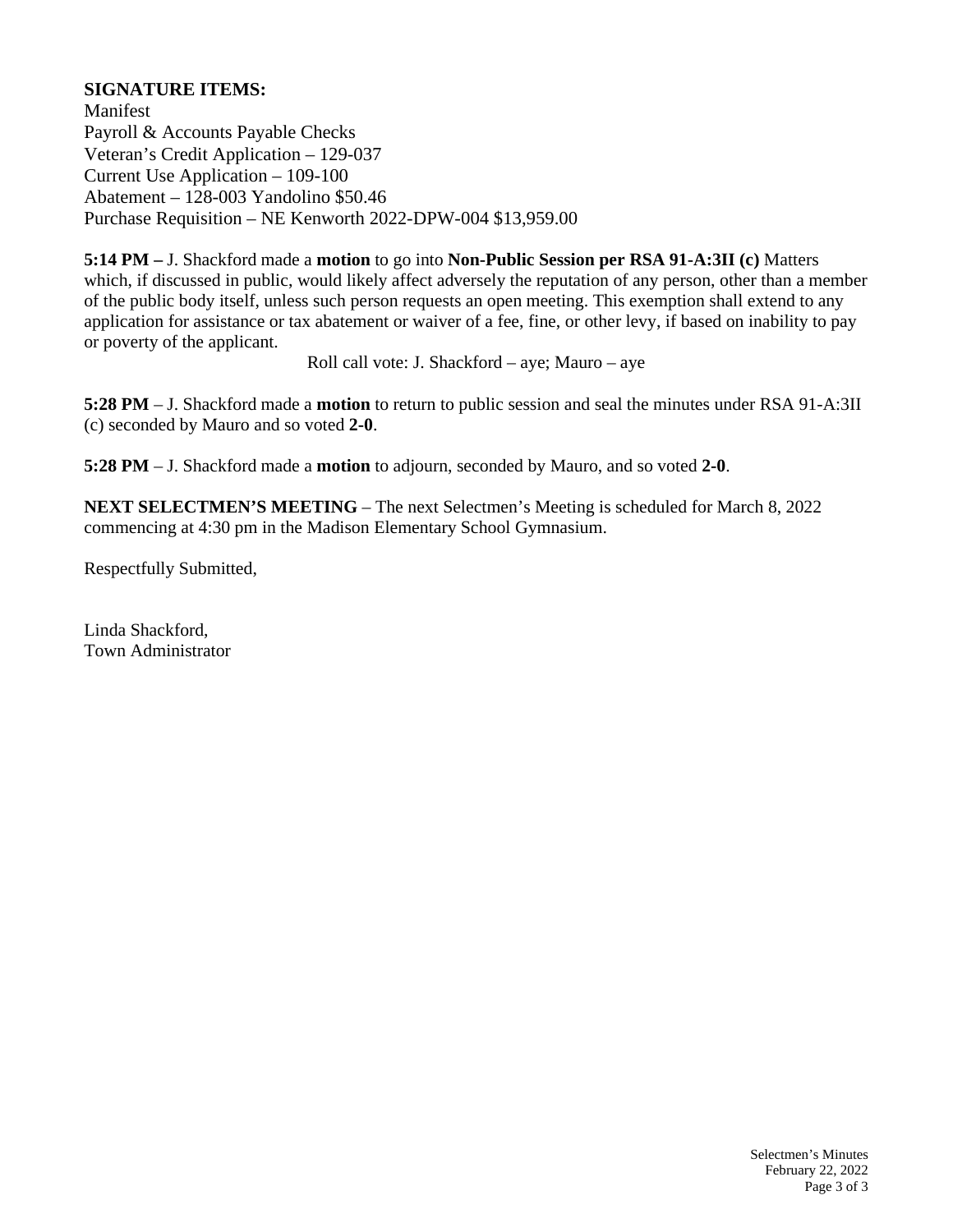**SIGNATURE ITEMS:**
Manifest
Payroll & Accounts Payable Checks
Veteran's Credit Application – 129-037
Current Use Application – 109-100
Abatement – 128-003 Yandolino $50.46
Purchase Requisition – NE Kenworth 2022-DPW-004 $13,959.00

**5:14 PM –** J. Shackford made a **motion** to go into **Non-Public Session per RSA 91-A:3II (c)** Matters which, if discussed in public, would likely affect adversely the reputation of any person, other than a member of the public body itself, unless such person requests an open meeting. This exemption shall extend to any application for assistance or tax abatement or waiver of a fee, fine, or other levy, if based on inability to pay or poverty of the applicant.

Roll call vote: J. Shackford – aye; Mauro – aye

**5:28 PM** – J. Shackford made a **motion** to return to public session and seal the minutes under RSA 91-A:3II (c) seconded by Mauro and so voted **2-0**.

**5:28 PM** – J. Shackford made a **motion** to adjourn, seconded by Mauro, and so voted **2-0**.

**NEXT SELECTMEN'S MEETING** – The next Selectmen's Meeting is scheduled for March 8, 2022 commencing at 4:30 pm in the Madison Elementary School Gymnasium.

Respectfully Submitted,

Linda Shackford,
Town Administrator